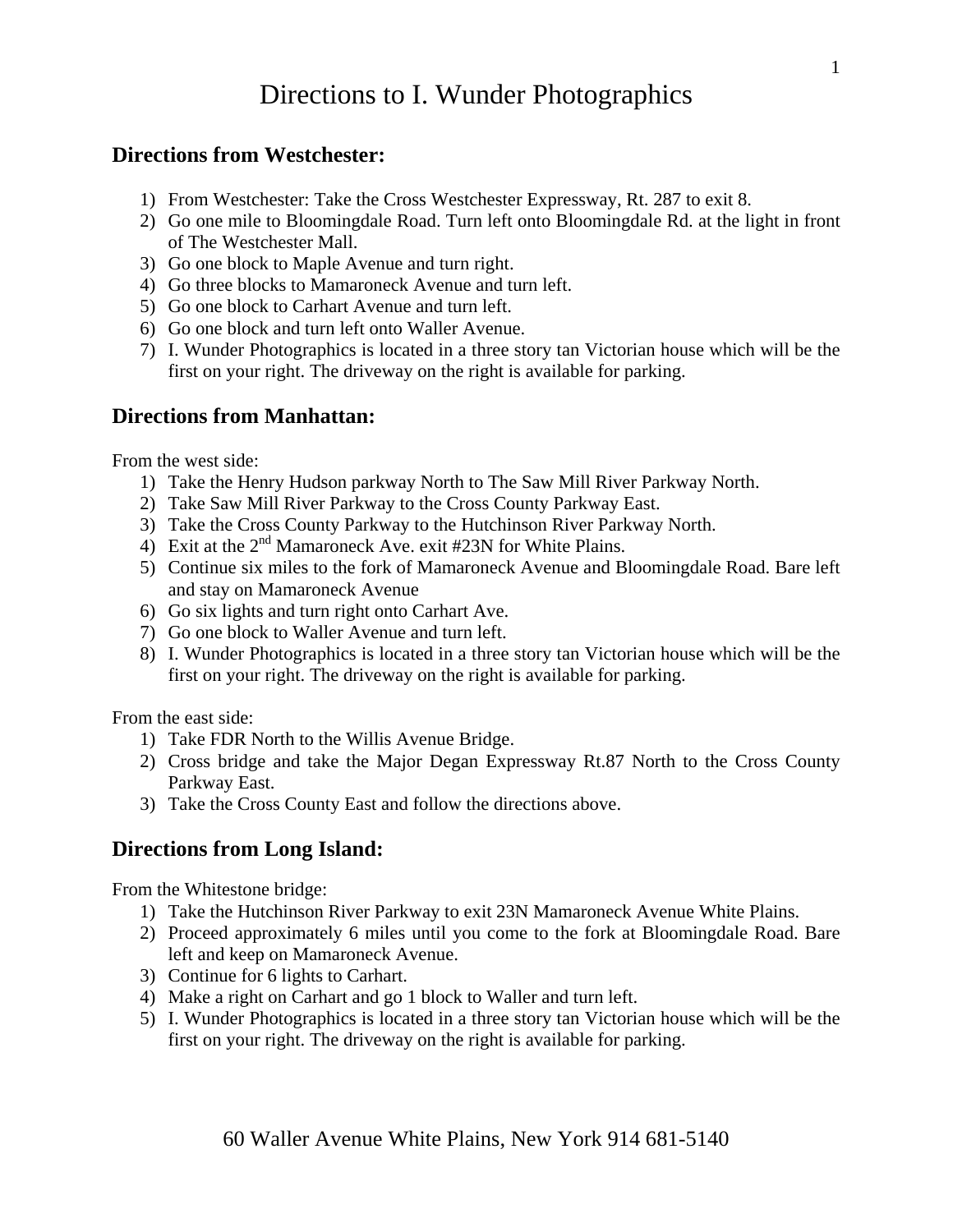# Directions to I. Wunder Photographics

## Directions from Westchester:

1) From Westchester: Take the Cross Westchester Expressway, Rt. 287 to exit 8.
2) Go one mile to Bloomingdale Road. Turn left onto Bloomingdale Rd. at the light in front of The Westchester Mall.
3) Go one block to Maple Avenue and turn right.
4) Go three blocks to Mamaroneck Avenue and turn left.
5) Go one block to Carhart Avenue and turn left.
6) Go one block and turn left onto Waller Avenue.
7) I. Wunder Photographics is located in a three story tan Victorian house which will be the first on your right. The driveway on the right is available for parking.

## Directions from Manhattan:

From the west side:

1) Take the Henry Hudson parkway North to The Saw Mill River Parkway North.
2) Take Saw Mill River Parkway to the Cross County Parkway East.
3) Take the Cross County Parkway to the Hutchinson River Parkway North.
4) Exit at the 2nd Mamaroneck Ave. exit #23N for White Plains.
5) Continue six miles to the fork of Mamaroneck Avenue and Bloomingdale Road. Bare left and stay on Mamaroneck Avenue
6) Go six lights and turn right onto Carhart Ave.
7) Go one block to Waller Avenue and turn left.
8) I. Wunder Photographics is located in a three story tan Victorian house which will be the first on your right. The driveway on the right is available for parking.

From the east side:

1) Take FDR North to the Willis Avenue Bridge.
2) Cross bridge and take the Major Degan Expressway Rt.87 North to the Cross County Parkway East.
3) Take the Cross County East and follow the directions above.

## Directions from Long Island:

From the Whitestone bridge:

1) Take the Hutchinson River Parkway to exit 23N Mamaroneck Avenue White Plains.
2) Proceed approximately 6 miles until you come to the fork at Bloomingdale Road. Bare left and keep on Mamaroneck Avenue.
3) Continue for 6 lights to Carhart.
4) Make a right on Carhart and go 1 block to Waller and turn left.
5) I. Wunder Photographics is located in a three story tan Victorian house which will be the first on your right. The driveway on the right is available for parking.

60 Waller Avenue White Plains, New York 914 681-5140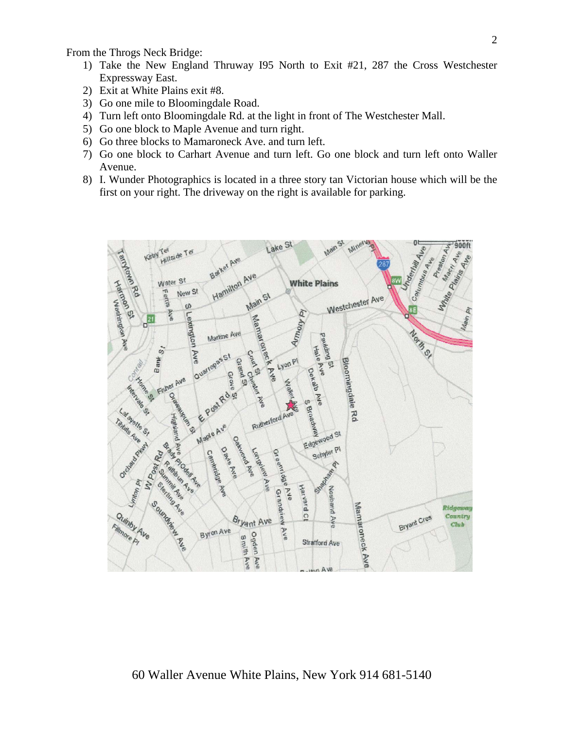From the Throgs Neck Bridge:

1) Take the New England Thruway I95 North to Exit #21, 287 the Cross Westchester Expressway East.
2) Exit at White Plains exit #8.
3) Go one mile to Bloomingdale Road.
4) Turn left onto Bloomingdale Rd. at the light in front of The Westchester Mall.
5) Go one block to Maple Avenue and turn right.
6) Go three blocks to Mamaroneck Ave. and turn left.
7) Go one block to Carhart Avenue and turn left. Go one block and turn left onto Waller Avenue.
8) I. Wunder Photographics is located in a three story tan Victorian house which will be the first on your right. The driveway on the right is available for parking.